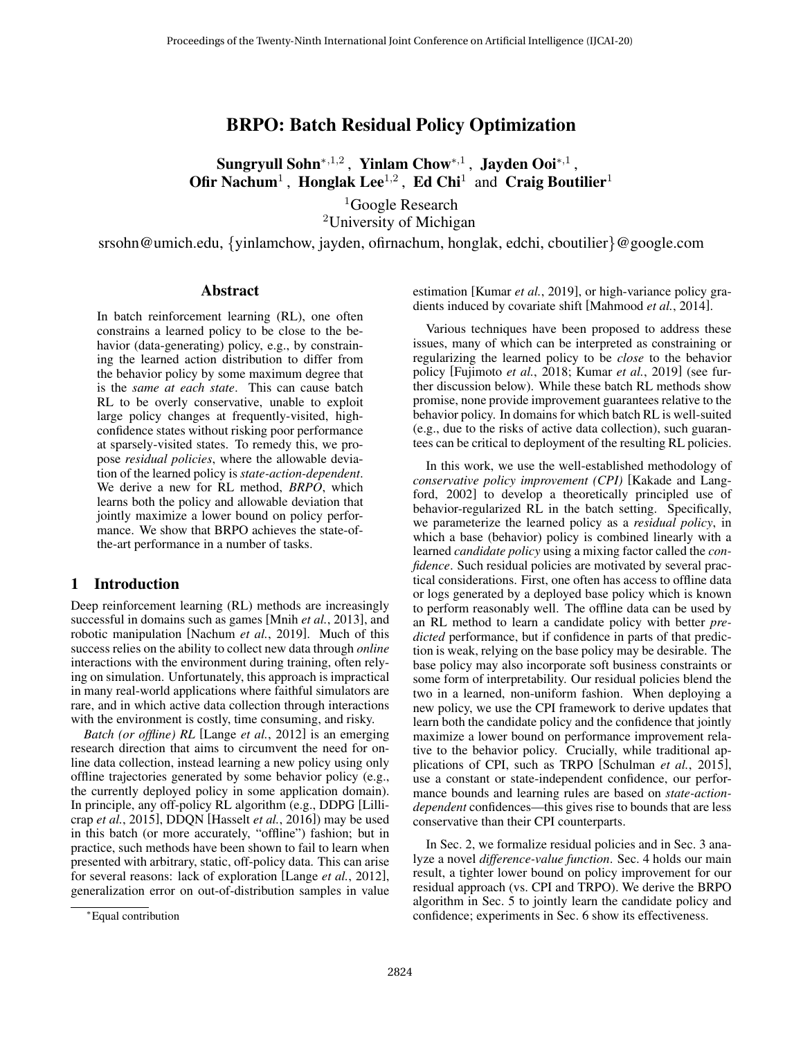# BRPO: Batch Residual Policy Optimization

**Sungryull Sohn**[*,1,2], **Yinlam Chow**[*,1], **Jayden Ooi**[*,1], **Ofir Nachum**[1], **Honglak Lee**[1,2], **Ed Chi**[1] and **Craig Boutilier**[1]

[1]Google Research
[2]University of Michigan

srsohn@umich.edu, {yinlamchow, jayden, ofirnachum, honglak, edchi, cboutilier}@google.com

## Abstract

In batch reinforcement learning (RL), one often constrains a learned policy to be close to the behavior (data-generating) policy, e.g., by constraining the learned action distribution to differ from the behavior policy by some maximum degree that is the *same at each state*. This can cause batch RL to be overly conservative, unable to exploit large policy changes at frequently-visited, high-confidence states without risking poor performance at sparsely-visited states. To remedy this, we propose *residual policies*, where the allowable deviation of the learned policy is *state-action-dependent*. We derive a new for RL method, *BRPO*, which learns both the policy and allowable deviation that jointly maximize a lower bound on policy performance. We show that BRPO achieves the state-of-the-art performance in a number of tasks.

## 1 Introduction

Deep reinforcement learning (RL) methods are increasingly successful in domains such as games [Mnih *et al.*, 2013], and robotic manipulation [Nachum *et al.*, 2019]. Much of this success relies on the ability to collect new data through *online* interactions with the environment during training, often relying on simulation. Unfortunately, this approach is impractical in many real-world applications where faithful simulators are rare, and in which active data collection through interactions with the environment is costly, time consuming, and risky.

*Batch (or offline) RL* [Lange *et al.*, 2012] is an emerging research direction that aims to circumvent the need for online data collection, instead learning a new policy using only offline trajectories generated by some behavior policy (e.g., the currently deployed policy in some application domain). In principle, any off-policy RL algorithm (e.g., DDPG [Lillicrap *et al.*, 2015], DDQN [Hasselt *et al.*, 2016]) may be used in this batch (or more accurately, "offline") fashion; but in practice, such methods have been shown to fail to learn when presented with arbitrary, static, off-policy data. This can arise for several reasons: lack of exploration [Lange *et al.*, 2012], generalization error on out-of-distribution samples in value estimation [Kumar *et al.*, 2019], or high-variance policy gradients induced by covariate shift [Mahmood *et al.*, 2014].

Various techniques have been proposed to address these issues, many of which can be interpreted as constraining or regularizing the learned policy to be *close* to the behavior policy [Fujimoto *et al.*, 2018; Kumar *et al.*, 2019] (see further discussion below). While these batch RL methods show promise, none provide improvement guarantees relative to the behavior policy. In domains for which batch RL is well-suited (e.g., due to the risks of active data collection), such guarantees can be critical to deployment of the resulting RL policies.

In this work, we use the well-established methodology of *conservative policy improvement (CPI)* [Kakade and Langford, 2002] to develop a theoretically principled use of behavior-regularized RL in the batch setting. Specifically, we parameterize the learned policy as a *residual policy*, in which a base (behavior) policy is combined linearly with a learned *candidate policy* using a mixing factor called the *confidence*. Such residual policies are motivated by several practical considerations. First, one often has access to offline data or logs generated by a deployed base policy which is known to perform reasonably well. The offline data can be used by an RL method to learn a candidate policy with better *predicted* performance, but if confidence in parts of that prediction is weak, relying on the base policy may be desirable. The base policy may also incorporate soft business constraints or some form of interpretability. Our residual policies blend the two in a learned, non-uniform fashion. When deploying a new policy, we use the CPI framework to derive updates that learn both the candidate policy and the confidence that jointly maximize a lower bound on performance improvement relative to the behavior policy. Crucially, while traditional applications of CPI, such as TRPO [Schulman *et al.*, 2015], use a constant or state-independent confidence, our performance bounds and learning rules are based on *state-action-dependent* confidences—this gives rise to bounds that are less conservative than their CPI counterparts.

In Sec. 2, we formalize residual policies and in Sec. 3 analyze a novel *difference-value function*. Sec. 4 holds our main result, a tighter lower bound on policy improvement for our residual approach (vs. CPI and TRPO). We derive the BRPO algorithm in Sec. 5 to jointly learn the candidate policy and confidence; experiments in Sec. 6 show its effectiveness.

[*]Equal contribution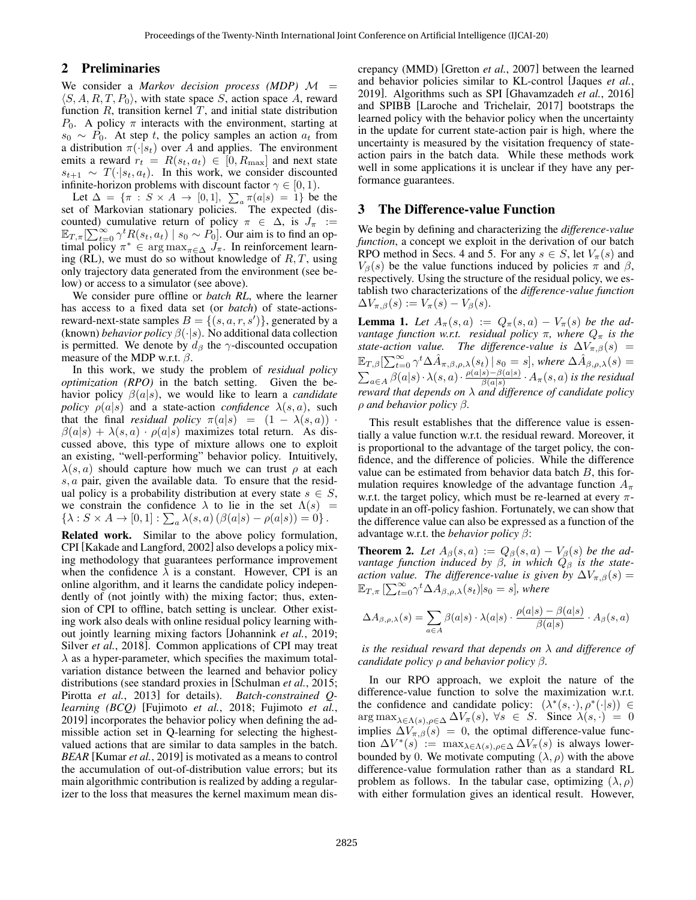## 2 Preliminaries

We consider a *Markov decision process (MDP)* $\mathcal{M} = \langle S, A, R, T, P_0 \rangle$, with state space $S$, action space $A$, reward function $R$, transition kernel $T$, and initial state distribution $P_0$. A policy $\pi$ interacts with the environment, starting at $s_0 \sim P_0$. At step $t$, the policy samples an action $a_t$ from a distribution $\pi(\cdot|s_t)$ over $A$ and applies. The environment emits a reward $r_t = R(s_t, a_t) \in [0, R_{\max}]$ and next state $s_{t+1} \sim T(\cdot|s_t, a_t)$. In this work, we consider discounted infinite-horizon problems with discount factor $\gamma \in [0, 1)$.

Let $\Delta = \{\pi : S \times A \to [0, 1], \sum_a \pi(a|s) = 1\}$ be the set of Markovian stationary policies. The expected (discounted) cumulative return of policy $\pi \in \Delta$, is $J_\pi := \mathbb{E}_{T,\pi}[\sum_{t=0}^{\infty} \gamma^t R(s_t, a_t) \mid s_0 \sim P_0]$. Our aim is to find an optimal policy $\pi^* \in \arg\max_{\pi \in \Delta} J_\pi$. In reinforcement learning (RL), we must do so without knowledge of $R, T$, using only trajectory data generated from the environment (see below) or access to a simulator (see above).

We consider pure offline or *batch RL*, where the learner has access to a fixed data set (or *batch*) of state-actions-reward-next-state samples $B = \{(s, a, r, s')\}$, generated by a (known) *behavior policy* $\beta(\cdot|s)$. No additional data collection is permitted. We denote by $d_\beta$ the $\gamma$-discounted occupation measure of the MDP w.r.t. $\beta$.

In this work, we study the problem of *residual policy optimization (RPO)* in the batch setting. Given the behavior policy $\beta(a|s)$, we would like to learn a *candidate policy* $\rho(a|s)$ and a state-action *confidence* $\lambda(s, a)$, such that the final *residual policy* $\pi(a|s) = (1 - \lambda(s, a)) \cdot \beta(a|s) + \lambda(s, a) \cdot \rho(a|s)$ maximizes total return. As discussed above, this type of mixture allows one to exploit an existing, "well-performing" behavior policy. Intuitively, $\lambda(s, a)$ should capture how much we can trust $\rho$ at each $s, a$ pair, given the available data. To ensure that the residual policy is a probability distribution at every state $s \in S$, we constrain the confidence $\lambda$ to lie in the set $\Lambda(s) = \{\lambda : S \times A \to [0, 1] : \sum_a \lambda(s, a) (\beta(a|s) - \rho(a|s)) = 0\}$.

**Related work.** Similar to the above policy formulation, CPI [Kakade and Langford, 2002] also develops a policy mixing methodology that guarantees performance improvement when the confidence $\lambda$ is a constant. However, CPI is an online algorithm, and it learns the candidate policy independently of (not jointly with) the mixing factor; thus, extension of CPI to offline, batch setting is unclear. Other existing work also deals with online residual policy learning without jointly learning mixing factors [Johannink *et al.*, 2019; Silver *et al.*, 2018]. Common applications of CPI may treat $\lambda$ as a hyper-parameter, which specifies the maximum total-variation distance between the learned and behavior policy distributions (see standard proxies in [Schulman *et al.*, 2015; Pirotta *et al.*, 2013] for details). *Batch-constrained Q-learning (BCQ)* [Fujimoto *et al.*, 2018; Fujimoto *et al.*, 2019] incorporates the behavior policy when defining the admissible action set in Q-learning for selecting the highest-valued actions that are similar to data samples in the batch. *BEAR* [Kumar *et al.*, 2019] is motivated as a means to control the accumulation of out-of-distribution value errors; but its main algorithmic contribution is realized by adding a regularizer to the loss that measures the kernel maximum mean discrepancy (MMD) [Gretton *et al.*, 2007] between the learned and behavior policies similar to KL-control [Jaques *et al.*, 2019]. Algorithms such as SPI [Ghavamzadeh *et al.*, 2016] and SPIBB [Laroche and Trichelair, 2017] bootstraps the learned policy with the behavior policy when the uncertainty in the update for current state-action pair is high, where the uncertainty is measured by the visitation frequency of state-action pairs in the batch data. While these methods work well in some applications it is unclear if they have any performance guarantees.

## 3 The Difference-value Function

We begin by defining and characterizing the *difference-value function*, a concept we exploit in the derivation of our batch RPO method in Secs. 4 and 5. For any $s \in S$, let $V_\pi(s)$ and $V_\beta(s)$ be the value functions induced by policies $\pi$ and $\beta$, respectively. Using the structure of the residual policy, we establish two characterizations of the *difference-value function* $\Delta V_{\pi,\beta}(s) := V_\pi(s) - V_\beta(s)$.

**Lemma 1.** *Let $A_\pi(s, a) := Q_\pi(s, a) - V_\pi(s)$ be the advantage function w.r.t. residual policy $\pi$, where $Q_\pi$ is the state-action value. The difference-value is $\Delta V_{\pi,\beta}(s) = \mathbb{E}_{T,\beta}[\sum_{t=0}^{\infty} \gamma^t \Delta \hat{A}_{\pi,\beta,\rho,\lambda}(s_t) \mid s_0 = s]$, where $\Delta \hat{A}_{\beta,\rho,\lambda}(s) = \sum_{a \in A} \beta(a|s) \cdot \lambda(s, a) \cdot \frac{\rho(a|s) - \beta(a|s)}{\beta(a|s)} \cdot A_\pi(s, a)$ is the residual reward that depends on $\lambda$ and difference of candidate policy $\rho$ and behavior policy $\beta$.*

This result establishes that the difference value is essentially a value function w.r.t. the residual reward. Moreover, it is proportional to the advantage of the target policy, the confidence, and the difference of policies. While the difference value can be estimated from behavior data batch $B$, this formulation requires knowledge of the advantage function $A_\pi$ w.r.t. the target policy, which must be re-learned at every $\pi$-update in an off-policy fashion. Fortunately, we can show that the difference value can also be expressed as a function of the advantage w.r.t. the *behavior policy* $\beta$:

**Theorem 2.** *Let $A_\beta(s, a) := Q_\beta(s, a) - V_\beta(s)$ be the advantage function induced by $\beta$, in which $Q_\beta$ is the state-action value. The difference-value is given by $\Delta V_{\pi,\beta}(s) = \mathbb{E}_{T,\pi}[\sum_{t=0}^{\infty} \gamma^t \Delta A_{\beta,\rho,\lambda}(s_t) | s_0 = s]$, where*

$$\Delta A_{\beta,\rho,\lambda}(s) = \sum_{a \in A} \beta(a|s) \cdot \lambda(a|s) \cdot \frac{\rho(a|s) - \beta(a|s)}{\beta(a|s)} \cdot A_\beta(s, a)$$

*is the residual reward that depends on $\lambda$ and difference of candidate policy $\rho$ and behavior policy $\beta$.*

In our RPO approach, we exploit the nature of the difference-value function to solve the maximization w.r.t. the confidence and candidate policy: $(\lambda^*(s, \cdot), \rho^*(\cdot|s)) \in \arg\max_{\lambda \in \Lambda(s), \rho \in \Delta} \Delta V_\pi(s)$, $\forall s \in S$. Since $\lambda(s, \cdot) = 0$ implies $\Delta V_{\pi,\beta}(s) = 0$, the optimal difference-value function $\Delta V^*(s) := \max_{\lambda \in \Lambda(s), \rho \in \Delta} \Delta V_\pi(s)$ is always lower-bounded by 0. We motivate computing $(\lambda, \rho)$ with the above difference-value formulation rather than as a standard RL problem as follows. In the tabular case, optimizing $(\lambda, \rho)$ with either formulation gives an identical result. However,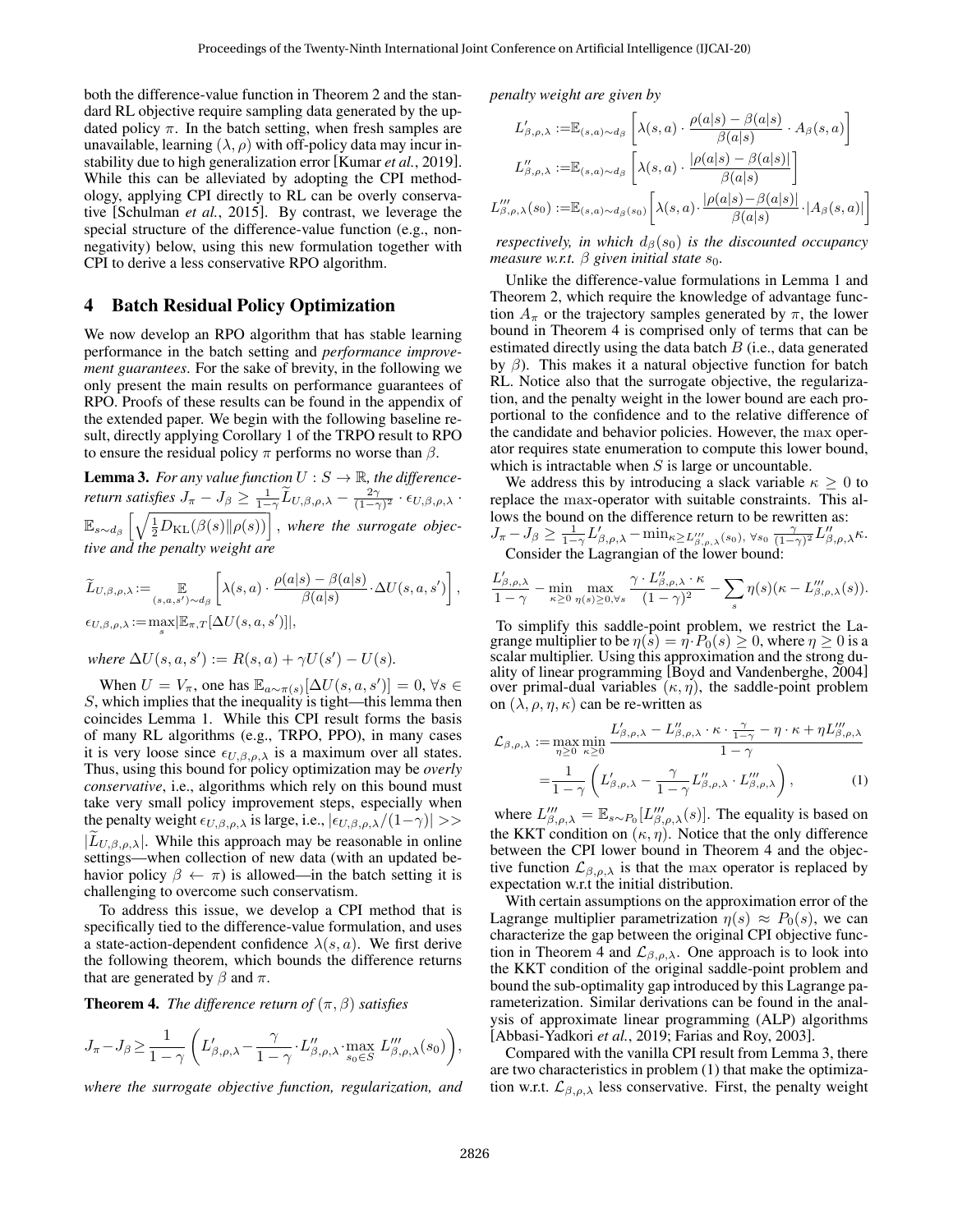both the difference-value function in Theorem 2 and the standard RL objective require sampling data generated by the updated policy $\pi$. In the batch setting, when fresh samples are unavailable, learning $(\lambda, \rho)$ with off-policy data may incur instability due to high generalization error [Kumar *et al.*, 2019]. While this can be alleviated by adopting the CPI methodology, applying CPI directly to RL can be overly conservative [Schulman *et al.*, 2015]. By contrast, we leverage the special structure of the difference-value function (e.g., non-negativity) below, using this new formulation together with CPI to derive a less conservative RPO algorithm.

## 4 Batch Residual Policy Optimization

We now develop an RPO algorithm that has stable learning performance in the batch setting and *performance improvement guarantees*. For the sake of brevity, in the following we only present the main results on performance guarantees of RPO. Proofs of these results can be found in the appendix of the extended paper. We begin with the following baseline result, directly applying Corollary 1 of the TRPO result to RPO to ensure the residual policy $\pi$ performs no worse than $\beta$.

**Lemma 3.** *For any value function $U : S \to \mathbb{R}$, the difference-return satisfies $J_\pi - J_\beta \geq \frac{1}{1-\gamma}\widetilde{L}_{U,\beta,\rho,\lambda} - \frac{2\gamma}{(1-\gamma)^2} \cdot \epsilon_{U,\beta,\rho,\lambda} \cdot \mathbb{E}_{s\sim d_\beta}\left[\sqrt{\frac{1}{2}D_{\mathrm{KL}}(\beta(s)\|\rho(s))}\right]$, where the surrogate objective and the penalty weight are*

$$\widetilde{L}_{U,\beta,\rho,\lambda} := \mathop{\mathbb{E}}_{(s,a,s')\sim d_\beta}\left[\lambda(s,a)\cdot\frac{\rho(a|s)-\beta(a|s)}{\beta(a|s)}\cdot\Delta U(s,a,s')\right],$$
$$\epsilon_{U,\beta,\rho,\lambda} := \max_s |\mathbb{E}_{\pi,T}[\Delta U(s,a,s')]|,$$

*where $\Delta U(s,a,s') := R(s,a) + \gamma U(s') - U(s)$.*

When $U = V_\pi$, one has $\mathbb{E}_{a\sim\pi(s)}[\Delta U(s,a,s')] = 0$, $\forall s \in S$, which implies that the inequality is tight—this lemma then coincides Lemma 1. While this CPI result forms the basis of many RL algorithms (e.g., TRPO, PPO), in many cases it is very loose since $\epsilon_{U,\beta,\rho,\lambda}$ is a maximum over all states. Thus, using this bound for policy optimization may be *overly conservative*, i.e., algorithms which rely on this bound must take very small policy improvement steps, especially when the penalty weight $\epsilon_{U,\beta,\rho,\lambda}$ is large, i.e., $|\epsilon_{U,\beta,\rho,\lambda}/(1-\gamma)| >> |\widetilde{L}_{U,\beta,\rho,\lambda}|$. While this approach may be reasonable in online settings—when collection of new data (with an updated behavior policy $\beta \leftarrow \pi$) is allowed—in the batch setting it is challenging to overcome such conservatism.

To address this issue, we develop a CPI method that is specifically tied to the difference-value formulation, and uses a state-action-dependent confidence $\lambda(s,a)$. We first derive the following theorem, which bounds the difference returns that are generated by $\beta$ and $\pi$.

**Theorem 4.** *The difference return of $(\pi, \beta)$ satisfies*

$$J_\pi - J_\beta \geq \frac{1}{1-\gamma}\left(L'_{\beta,\rho,\lambda} - \frac{\gamma}{1-\gamma}\cdot L''_{\beta,\rho,\lambda}\cdot\max_{s_0\in S} L'''_{\beta,\rho,\lambda}(s_0)\right),$$

*where the surrogate objective function, regularization, and penalty weight are given by*

$$L'_{\beta,\rho,\lambda} := \mathbb{E}_{(s,a)\sim d_\beta}\left[\lambda(s,a)\cdot\frac{\rho(a|s)-\beta(a|s)}{\beta(a|s)}\cdot A_\beta(s,a)\right]$$
$$L''_{\beta,\rho,\lambda} := \mathbb{E}_{(s,a)\sim d_\beta}\left[\lambda(s,a)\cdot\frac{|\rho(a|s)-\beta(a|s)|}{\beta(a|s)}\right]$$
$$L'''_{\beta,\rho,\lambda}(s_0) := \mathbb{E}_{(s,a)\sim d_\beta(s_0)}\left[\lambda(s,a)\cdot\frac{|\rho(a|s)-\beta(a|s)|}{\beta(a|s)}\cdot|A_\beta(s,a)|\right]$$

*respectively, in which $d_\beta(s_0)$ is the discounted occupancy measure w.r.t. $\beta$ given initial state $s_0$.*

Unlike the difference-value formulations in Lemma 1 and Theorem 2, which require the knowledge of advantage function $A_\pi$ or the trajectory samples generated by $\pi$, the lower bound in Theorem 4 is comprised only of terms that can be estimated directly using the data batch $B$ (i.e., data generated by $\beta$). This makes it a natural objective function for batch RL. Notice also that the surrogate objective, the regularization, and the penalty weight in the lower bound are each proportional to the confidence and to the relative difference of the candidate and behavior policies. However, the max operator requires state enumeration to compute this lower bound, which is intractable when $S$ is large or uncountable.

We address this by introducing a slack variable $\kappa \geq 0$ to replace the max-operator with suitable constraints. This allows the bound on the difference return to be rewritten as: $J_\pi - J_\beta \geq \frac{1}{1-\gamma}L'_{\beta,\rho,\lambda} - \min_{\kappa\geq L'''_{\beta,\rho,\lambda}(s_0),\ \forall s_0} \frac{\gamma}{(1-\gamma)^2}L''_{\beta,\rho,\lambda}\kappa$. Consider the Lagrangian of the lower bound:

$$\frac{L'_{\beta,\rho,\lambda}}{1-\gamma} - \min_{\kappa\geq 0}\max_{\eta(s)\geq 0,\forall s}\frac{\gamma\cdot L''_{\beta,\rho,\lambda}\cdot\kappa}{(1-\gamma)^2} - \sum_s \eta(s)(\kappa - L'''_{\beta,\rho,\lambda}(s)).$$

To simplify this saddle-point problem, we restrict the Lagrange multiplier to be $\eta(s) = \eta\cdot P_0(s) \geq 0$, where $\eta \geq 0$ is a scalar multiplier. Using this approximation and the strong duality of linear programming [Boyd and Vandenberghe, 2004] over primal-dual variables $(\kappa, \eta)$, the saddle-point problem on $(\lambda, \rho, \eta, \kappa)$ can be re-written as

$$\begin{aligned}\mathcal{L}_{\beta,\rho,\lambda} &:= \max_{\eta\geq 0}\min_{\kappa\geq 0}\frac{L'_{\beta,\rho,\lambda} - L''_{\beta,\rho,\lambda}\cdot\kappa\cdot\frac{\gamma}{1-\gamma} - \eta\cdot\kappa + \eta L'''_{\beta,\rho,\lambda}}{1-\gamma}\\ &= \frac{1}{1-\gamma}\left(L'_{\beta,\rho,\lambda} - \frac{\gamma}{1-\gamma}L''_{\beta,\rho,\lambda}\cdot L'''_{\beta,\rho,\lambda}\right),\end{aligned}\tag{1}$$

where $L'''_{\beta,\rho,\lambda} = \mathbb{E}_{s\sim P_0}[L'''_{\beta,\rho,\lambda}(s)]$. The equality is based on the KKT condition on $(\kappa, \eta)$. Notice that the only difference between the CPI lower bound in Theorem 4 and the objective function $\mathcal{L}_{\beta,\rho,\lambda}$ is that the max operator is replaced by expectation w.r.t the initial distribution.

With certain assumptions on the approximation error of the Lagrange multiplier parametrization $\eta(s) \approx P_0(s)$, we can characterize the gap between the original CPI objective function in Theorem 4 and $\mathcal{L}_{\beta,\rho,\lambda}$. One approach is to look into the KKT condition of the original saddle-point problem and bound the sub-optimality gap introduced by this Lagrange parameterization. Similar derivations can be found in the analysis of approximate linear programming (ALP) algorithms [Abbasi-Yadkori *et al.*, 2019; Farias and Roy, 2003].

Compared with the vanilla CPI result from Lemma 3, there are two characteristics in problem (1) that make the optimization w.r.t. $\mathcal{L}_{\beta,\rho,\lambda}$ less conservative. First, the penalty weight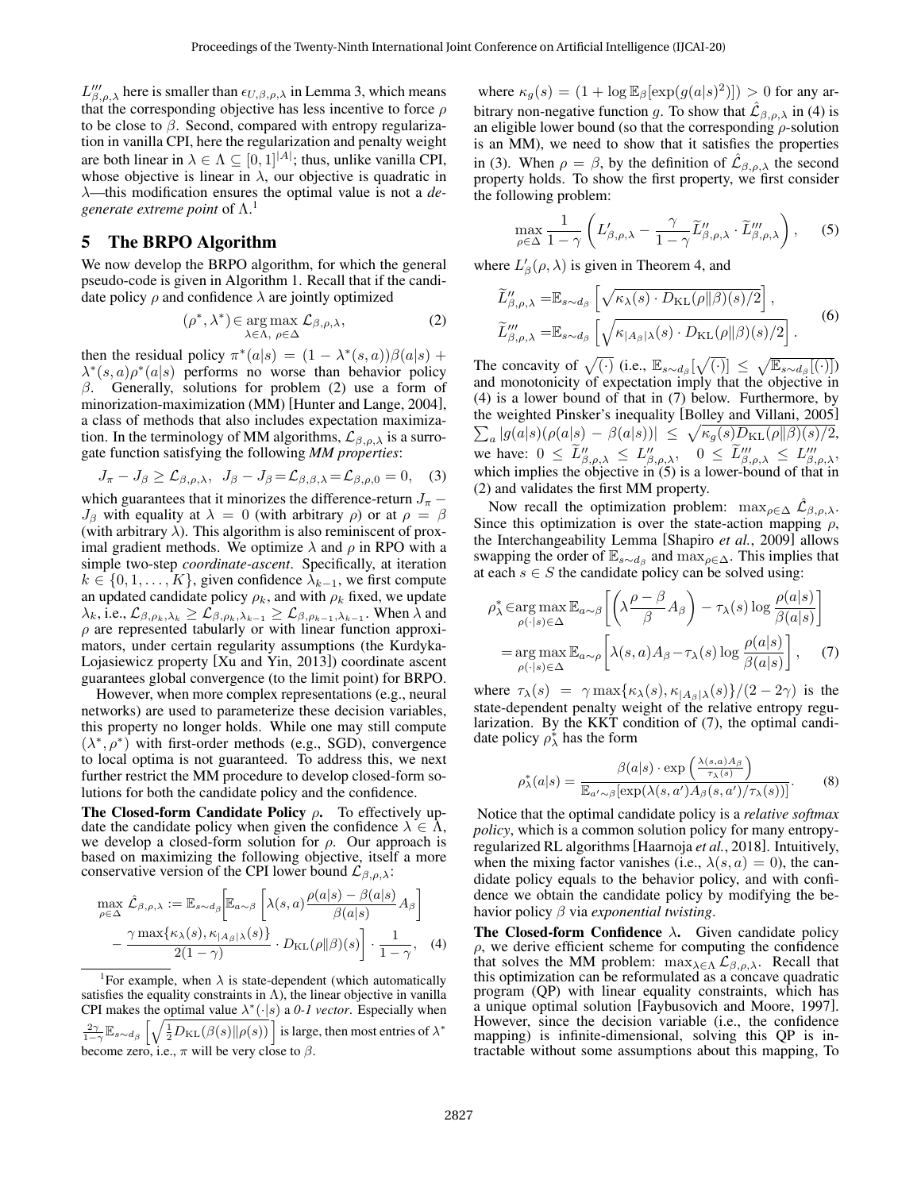$L'''_{\beta,\rho,\lambda}$ here is smaller than $\epsilon_{U,\beta,\rho,\lambda}$ in Lemma 3, which means that the corresponding objective has less incentive to force $\rho$ to be close to $\beta$. Second, compared with entropy regularization in vanilla CPI, here the regularization and penalty weight are both linear in $\lambda \in \Lambda \subseteq [0,1]^{|A|}$; thus, unlike vanilla CPI, whose objective is linear in $\lambda$, our objective is quadratic in $\lambda$—this modification ensures the optimal value is not a *degenerate extreme point* of $\Lambda$.[1]

## 5 The BRPO Algorithm

We now develop the BRPO algorithm, for which the general pseudo-code is given in Algorithm 1. Recall that if the candidate policy $\rho$ and confidence $\lambda$ are jointly optimized

$$(\rho^*, \lambda^*) \in \arg\max_{\lambda \in \Lambda,\ \rho \in \Delta} \mathcal{L}_{\beta,\rho,\lambda}, \tag{2}$$

then the residual policy $\pi^*(a|s) = (1-\lambda^*(s,a))\beta(a|s) + \lambda^*(s,a)\rho^*(a|s)$ performs no worse than behavior policy $\beta$. Generally, solutions for problem (2) use a form of minorization-maximization (MM) [Hunter and Lange, 2004], a class of methods that also includes expectation maximization. In the terminology of MM algorithms, $\mathcal{L}_{\beta,\rho,\lambda}$ is a surrogate function satisfying the following *MM properties*:

$$J_\pi - J_\beta \geq \mathcal{L}_{\beta,\rho,\lambda}, \quad J_\beta - J_\beta = \mathcal{L}_{\beta,\beta,\lambda} = \mathcal{L}_{\beta,\rho,0} = 0, \tag{3}$$

which guarantees that it minorizes the difference-return $J_\pi - J_\beta$ with equality at $\lambda = 0$ (with arbitrary $\rho$) or at $\rho = \beta$ (with arbitrary $\lambda$). This algorithm is also reminiscent of proximal gradient methods. We optimize $\lambda$ and $\rho$ in RPO with a simple two-step *coordinate-ascent*. Specifically, at iteration $k \in \{0, 1, \ldots, K\}$, given confidence $\lambda_{k-1}$, we first compute an updated candidate policy $\rho_k$, and with $\rho_k$ fixed, we update $\lambda_k$, i.e., $\mathcal{L}_{\beta,\rho_k,\lambda_k} \geq \mathcal{L}_{\beta,\rho_k,\lambda_{k-1}} \geq \mathcal{L}_{\beta,\rho_{k-1},\lambda_{k-1}}$. When $\lambda$ and $\rho$ are represented tabularly or with linear function approximators, under certain regularity assumptions (the Kurdyka-Lojasiewicz property [Xu and Yin, 2013]) coordinate ascent guarantees global convergence (to the limit point) for BRPO.

However, when more complex representations (e.g., neural networks) are used to parameterize these decision variables, this property no longer holds. While one may still compute $(\lambda^*, \rho^*)$ with first-order methods (e.g., SGD), convergence to local optima is not guaranteed. To address this, we next further restrict the MM procedure to develop closed-form solutions for both the candidate policy and the confidence.

**The Closed-form Candidate Policy $\rho$.** To effectively update the candidate policy when given the confidence $\lambda \in \Lambda$, we develop a closed-form solution for $\rho$. Our approach is based on maximizing the following objective, itself a more conservative version of the CPI lower bound $\mathcal{L}_{\beta,\rho,\lambda}$:

$$\max_{\rho \in \Delta} \hat{\mathcal{L}}_{\beta,\rho,\lambda} := \mathbb{E}_{s\sim d_\beta}\bigg[\mathbb{E}_{a\sim\beta}\left[\lambda(s,a)\frac{\rho(a|s)-\beta(a|s)}{\beta(a|s)}A_\beta\right] - \frac{\gamma \max\{\kappa_\lambda(s), \kappa_{|A_\beta|\lambda}(s)\}}{2(1-\gamma)} \cdot D_{\mathrm{KL}}(\rho\|\beta)(s)\bigg] \cdot \frac{1}{1-\gamma}, \tag{4}$$

where $\kappa_g(s) = (1 + \log \mathbb{E}_\beta[\exp(g(a|s)^2)]) > 0$ for any arbitrary non-negative function $g$. To show that $\hat{\mathcal{L}}_{\beta,\rho,\lambda}$ in (4) is an eligible lower bound (so that the corresponding $\rho$-solution is an MM), we need to show that it satisfies the properties in (3). When $\rho = \beta$, by the definition of $\hat{\mathcal{L}}_{\beta,\rho,\lambda}$ the second property holds. To show the first property, we first consider the following problem:

$$\max_{\rho\in\Delta} \frac{1}{1-\gamma}\left(L'_{\beta,\rho,\lambda} - \frac{\gamma}{1-\gamma}\widetilde{L}''_{\beta,\rho,\lambda} \cdot \widetilde{L}'''_{\beta,\rho,\lambda}\right), \tag{5}$$

where $L'_\beta(\rho,\lambda)$ is given in Theorem 4, and

$$\begin{aligned}
\widetilde{L}''_{\beta,\rho,\lambda} &= \mathbb{E}_{s\sim d_\beta}\left[\sqrt{\kappa_\lambda(s)\cdot D_{\mathrm{KL}}(\rho\|\beta)(s)/2}\right], \\
\widetilde{L}'''_{\beta,\rho,\lambda} &= \mathbb{E}_{s\sim d_\beta}\left[\sqrt{\kappa_{|A_\beta|\lambda}(s)\cdot D_{\mathrm{KL}}(\rho\|\beta)(s)/2}\right].
\end{aligned} \tag{6}$$

The concavity of $\sqrt{(\cdot)}$ (i.e., $\mathbb{E}_{s\sim d_\beta}[\sqrt{(\cdot)}] \leq \sqrt{\mathbb{E}_{s\sim d_\beta}[(\cdot)]}$) and monotonicity of expectation imply that the objective in (4) is a lower bound of that in (7) below. Furthermore, by the weighted Pinsker's inequality [Bolley and Villani, 2005] $\sum_a |g(a|s)(\rho(a|s) - \beta(a|s))| \leq \sqrt{\kappa_g(s) D_{\mathrm{KL}}(\rho\|\beta)(s)/2}$, we have: $0 \leq \widetilde{L}''_{\beta,\rho,\lambda} \leq L''_{\beta,\rho,\lambda}$, $\quad 0 \leq \widetilde{L}'''_{\beta,\rho,\lambda} \leq L'''_{\beta,\rho,\lambda}$, which implies the objective in (5) is a lower-bound of that in (2) and validates the first MM property.

Now recall the optimization problem: $\max_{\rho\in\Delta} \hat{\mathcal{L}}_{\beta,\rho,\lambda}$. Since this optimization is over the state-action mapping $\rho$, the Interchangeability Lemma [Shapiro *et al.*, 2009] allows swapping the order of $\mathbb{E}_{s\sim d_\beta}$ and $\max_{\rho\in\Delta}$. This implies that at each $s \in S$ the candidate policy can be solved using:

$$\begin{aligned}
\rho^*_\lambda &\in \arg\max_{\rho(\cdot|s)\in\Delta} \mathbb{E}_{a\sim\beta}\left[\left(\lambda\frac{\rho-\beta}{\beta}A_\beta\right) - \tau_\lambda(s)\log\frac{\rho(a|s)}{\beta(a|s)}\right] \\
&= \arg\max_{\rho(\cdot|s)\in\Delta} \mathbb{E}_{a\sim\rho}\left[\lambda(s,a)A_\beta - \tau_\lambda(s)\log\frac{\rho(a|s)}{\beta(a|s)}\right],
\end{aligned} \tag{7}$$

where $\tau_\lambda(s) = \gamma\max\{\kappa_\lambda(s), \kappa_{|A_\beta|\lambda}(s)\}/(2-2\gamma)$ is the state-dependent penalty weight of the relative entropy regularization. By the KKT condition of (7), the optimal candidate policy $\rho^*_\lambda$ has the form

$$\rho^*_\lambda(a|s) = \frac{\beta(a|s)\cdot\exp\left(\frac{\lambda(s,a)A_\beta}{\tau_\lambda(s)}\right)}{\mathbb{E}_{a'\sim\beta}[\exp(\lambda(s,a')A_\beta(s,a')/\tau_\lambda(s))]}. \tag{8}$$

Notice that the optimal candidate policy is a *relative softmax policy*, which is a common solution policy for many entropy-regularized RL algorithms [Haarnoja *et al.*, 2018]. Intuitively, when the mixing factor vanishes (i.e., $\lambda(s,a) = 0$), the candidate policy equals to the behavior policy, and with confidence we obtain the candidate policy by modifying the behavior policy $\beta$ via *exponential twisting*.

**The Closed-form Confidence $\lambda$.** Given candidate policy $\rho$, we derive efficient scheme for computing the confidence that solves the MM problem: $\max_{\lambda\in\Lambda} \mathcal{L}_{\beta,\rho,\lambda}$. Recall that this optimization can be reformulated as a concave quadratic program (QP) with linear equality constraints, which has a unique optimal solution [Faybusovich and Moore, 1997]. However, since the decision variable (i.e., the confidence mapping) is infinite-dimensional, solving this QP is intractable without some assumptions about this mapping, To

[1] For example, when $\lambda$ is state-dependent (which automatically satisfies the equality constraints in $\Lambda$), the linear objective in vanilla CPI makes the optimal value $\lambda^*(\cdot|s)$ a *0-1 vector*. Especially when $\frac{2\gamma}{1-\gamma}\mathbb{E}_{s\sim d_\beta}\left[\sqrt{\frac{1}{2}D_{\mathrm{KL}}(\beta(s)\|\rho(s))}\right]$ is large, then most entries of $\lambda^*$ become zero, i.e., $\pi$ will be very close to $\beta$.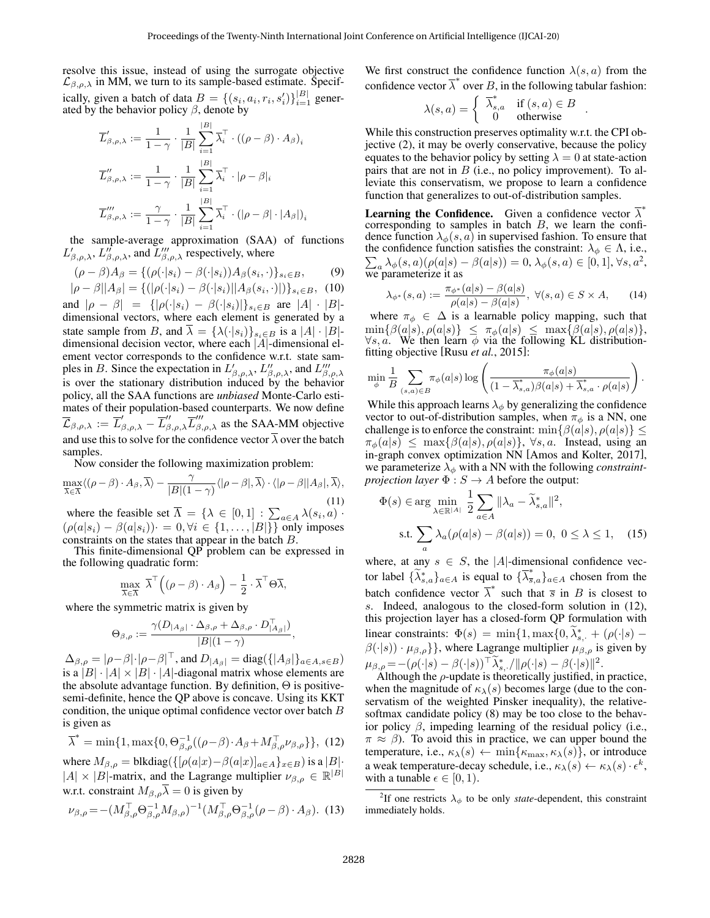resolve this issue, instead of using the surrogate objective $\mathcal{L}_{\beta,\rho,\lambda}$ in MM, we turn to its sample-based estimate. Specifically, given a batch of data $B = \{(s_i, a_i, r_i, s'_i)\}_{i=1}^{|B|}$ generated by the behavior policy $\beta$, denote by

$$\overline{L}'_{\beta,\rho,\lambda} := \frac{1}{1-\gamma} \cdot \frac{1}{|B|} \sum_{i=1}^{|B|} \overline{\lambda}_i^\top \cdot ((\rho - \beta) \cdot A_\beta)_i$$

$$\overline{L}''_{\beta,\rho,\lambda} := \frac{1}{1-\gamma} \cdot \frac{1}{|B|} \sum_{i=1}^{|B|} \overline{\lambda}_i^\top \cdot |\rho - \beta|_i$$

$$\overline{L}'''_{\beta,\rho,\lambda} := \frac{\gamma}{1-\gamma} \cdot \frac{1}{|B|} \sum_{i=1}^{|B|} \overline{\lambda}_i^\top \cdot (|\rho - \beta| \cdot |A_\beta|)_i$$

the sample-average approximation (SAA) of functions $L'_{\beta,\rho,\lambda}$, $L''_{\beta,\rho,\lambda}$, and $L'''_{\beta,\rho,\lambda}$ respectively, where

$$(\rho - \beta)A_\beta = \{(\rho(\cdot|s_i) - \beta(\cdot|s_i))A_\beta(s_i, \cdot)\}_{s_i \in B}, \quad (9)$$

$$|\rho - \beta||A_\beta| = \{(|\rho(\cdot|s_i) - \beta(\cdot|s_i)||A_\beta(s_i, \cdot)|)\}_{s_i \in B}, \quad (10)$$

and $|\rho - \beta| = \{|\rho(\cdot|s_i) - \beta(\cdot|s_i)|\}_{s_i \in B}$ are $|A| \cdot |B|$-dimensional vectors, where each element is generated by a state sample from $B$, and $\overline{\lambda} = \{\lambda(\cdot|s_i)\}_{s_i \in B}$ is a $|A| \cdot |B|$-dimensional decision vector, where each $|A|$-dimensional element vector corresponds to the confidence w.r.t. state samples in $B$. Since the expectation in $L'_{\beta,\rho,\lambda}$, $L''_{\beta,\rho,\lambda}$, and $L'''_{\beta,\rho,\lambda}$ is over the stationary distribution induced by the behavior policy, all the SAA functions are *unbiased* Monte-Carlo estimates of their population-based counterparts. We now define $\overline{\mathcal{L}}_{\beta,\rho,\lambda} := \overline{L}'_{\beta,\rho,\lambda} - \overline{L}''_{\beta,\rho,\lambda}\overline{L}'''_{\beta,\rho,\lambda}$ as the SAA-MM objective and use this to solve for the confidence vector $\overline{\lambda}$ over the batch samples.

Now consider the following maximization problem:

$$\max_{\overline{\lambda} \in \overline{\Lambda}} \langle (\rho - \beta) \cdot A_\beta, \overline{\lambda} \rangle - \frac{\gamma}{|B|(1-\gamma)} \langle |\rho - \beta|, \overline{\lambda} \rangle \cdot \langle |\rho - \beta||A_\beta|, \overline{\lambda} \rangle, \quad (11)$$

where the feasible set $\overline{\Lambda} = \{\lambda \in [0,1] : \sum_{a \in A} \lambda(s, a) \cdot (\rho(a|s_i) - \beta(a|s_i)) \cdot = 0, \forall i \in \{1, \ldots, |B|\}\}$ only imposes constraints on the states that appear in the batch $B$.

This finite-dimensional QP problem can be expressed in the following quadratic form:

$$\max_{\overline{\lambda} \in \overline{\Lambda}} \ \overline{\lambda}^\top \Big( (\rho - \beta) \cdot A_\beta \Big) - \frac{1}{2} \cdot \overline{\lambda}^\top \Theta \overline{\lambda},$$

where the symmetric matrix is given by

$$\Theta_{\beta,\rho} := \frac{\gamma (D_{|A_\beta|} \cdot \Delta_{\beta,\rho} + \Delta_{\beta,\rho} \cdot D_{|A_\beta|}^\top)}{|B|(1-\gamma)},$$

$\Delta_{\beta,\rho} = |\rho - \beta| \cdot |\rho - \beta|^\top$, and $D_{|A_\beta|} = \text{diag}(\{|A_\beta|\}_{a \in A, s \in B})$ is a $|B| \cdot |A| \times |B| \cdot |A|$-diagonal matrix whose elements are the absolute advantage function. By definition, $\Theta$ is positive-semi-definite, hence the QP above is concave. Using its KKT condition, the unique optimal confidence vector over batch $B$ is given as

$$\overline{\lambda}^* = \min\{1, \max\{0, \Theta_{\beta,\rho}^{-1}((\rho - \beta) \cdot A_\beta + M_{\beta,\rho}^\top \nu_{\beta,\rho}\}\}, \quad (12)$$

where $M_{\beta,\rho} = \text{blkdiag}(\{[\rho(a|x) - \beta(a|x)]_{a \in A}\}_{x \in B})$ is a $|B| \cdot |A| \times |B|$-matrix, and the Lagrange multiplier $\nu_{\beta,\rho} \in \mathbb{R}^{|B|}$ w.r.t. constraint $M_{\beta,\rho}\overline{\lambda} = 0$ is given by

$$\nu_{\beta,\rho} = -(M_{\beta,\rho}^\top \Theta_{\beta,\rho}^{-1} M_{\beta,\rho})^{-1} (M_{\beta,\rho}^\top \Theta_{\beta,\rho}^{-1} (\rho - \beta) \cdot A_\beta). \quad (13)$$

We first construct the confidence function $\lambda(s, a)$ from the confidence vector $\overline{\lambda}^*$ over $B$, in the following tabular fashion:

$$\lambda(s, a) = \begin{cases} \overline{\lambda}^*_{s,a} & \text{if } (s, a) \in B \\ 0 & \text{otherwise} \end{cases}.$$

While this construction preserves optimality w.r.t. the CPI objective (2), it may be overly conservative, because the policy equates to the behavior policy by setting $\lambda = 0$ at state-action pairs that are not in $B$ (i.e., no policy improvement). To alleviate this conservatism, we propose to learn a confidence function that generalizes to out-of-distribution samples.

**Learning the Confidence.** Given a confidence vector $\overline{\lambda}^*$ corresponding to samples in batch $B$, we learn the confidence function $\lambda_\phi(s, a)$ in supervised fashion. To ensure that the confidence function satisfies the constraint: $\lambda_\phi \in \Lambda$, i.e., $\sum_a \lambda_\phi(s, a)(\rho(a|s) - \beta(a|s)) = 0$, $\lambda_\phi(s, a) \in [0, 1], \forall s, a$[2], we parameterize it as

$$\lambda_{\phi^*}(s, a) := \frac{\pi_{\phi^*}(a|s) - \beta(a|s)}{\rho(a|s) - \beta(a|s)}, \ \forall (s, a) \in S \times A, \quad (14)$$

where $\pi_\phi \in \Delta$ is a learnable policy mapping, such that $\min\{\beta(a|s), \rho(a|s)\} \le \pi_\phi(a|s) \le \max\{\beta(a|s), \rho(a|s)\}$, $\forall s, a$. We then learn $\phi$ via the following KL distribution-fitting objective [Rusu *et al.*, 2015]:

$$\min_\phi \frac{1}{B} \sum_{(s,a) \in B} \pi_\phi(a|s) \log \left( \frac{\pi_\phi(a|s)}{(1 - \overline{\lambda}^*_{s,a})\beta(a|s) + \overline{\lambda}^*_{s,a} \cdot \rho(a|s)} \right).$$

While this approach learns $\lambda_\phi$ by generalizing the confidence vector to out-of-distribution samples, when $\pi_\phi$ is a NN, one challenge is to enforce the constraint: $\min\{\beta(a|s), \rho(a|s)\} \le \pi_\phi(a|s) \le \max\{\beta(a|s), \rho(a|s)\}$, $\forall s, a$. Instead, using an in-graph convex optimization NN [Amos and Kolter, 2017], we parameterize $\lambda_\phi$ with a NN with the following *constraint-projection layer* $\Phi : S \to A$ before the output:

$$\Phi(s) \in \arg\min_{\lambda \in \mathbb{R}^{|A|}} \frac{1}{2} \sum_{a \in A} \|\lambda_a - \widetilde{\lambda}^*_{s,a}\|^2,$$

$$\text{s.t.} \sum_a \lambda_a(\rho(a|s) - \beta(a|s)) = 0, \ 0 \le \lambda \le 1, \quad (15)$$

where, at any $s \in S$, the $|A|$-dimensional confidence vector label $\{\widetilde{\lambda}^*_{s,a}\}_{a \in A}$ is equal to $\{\overline{\lambda}^*_{\overline{s},a}\}_{a \in A}$ chosen from the batch confidence vector $\overline{\lambda}^*$ such that $\overline{s}$ in $B$ is closest to $s$. Indeed, analogous to the closed-form solution in (12), this projection layer has a closed-form QP formulation with linear constraints: $\Phi(s) = \min\{1, \max\{0, \widetilde{\lambda}^*_{s,\cdot} + (\rho(\cdot|s) - \beta(\cdot|s)) \cdot \mu_{\beta,\rho}\}\}$, where Lagrange multiplier $\mu_{\beta,\rho}$ is given by $\mu_{\beta,\rho} = -(\rho(\cdot|s) - \beta(\cdot|s))^\top \widetilde{\lambda}^*_{s,\cdot} / \|\rho(\cdot|s) - \beta(\cdot|s)\|^2$.

Although the $\rho$-update is theoretically justified, in practice, when the magnitude of $\kappa_\lambda(s)$ becomes large (due to the conservatism of the weighted Pinsker inequality), the relative-softmax candidate policy (8) may be too close to the behavior policy $\beta$, impeding learning of the residual policy (i.e., $\pi \approx \beta$). To avoid this in practice, we can upper bound the temperature, i.e., $\kappa_\lambda(s) \leftarrow \min\{\kappa_{\max}, \kappa_\lambda(s)\}$, or introduce a weak temperature-decay schedule, i.e., $\kappa_\lambda(s) \leftarrow \kappa_\lambda(s) \cdot \epsilon^k$, with a tunable $\epsilon \in [0, 1)$.

[2] If one restricts $\lambda_\phi$ to be only *state*-dependent, this constraint immediately holds.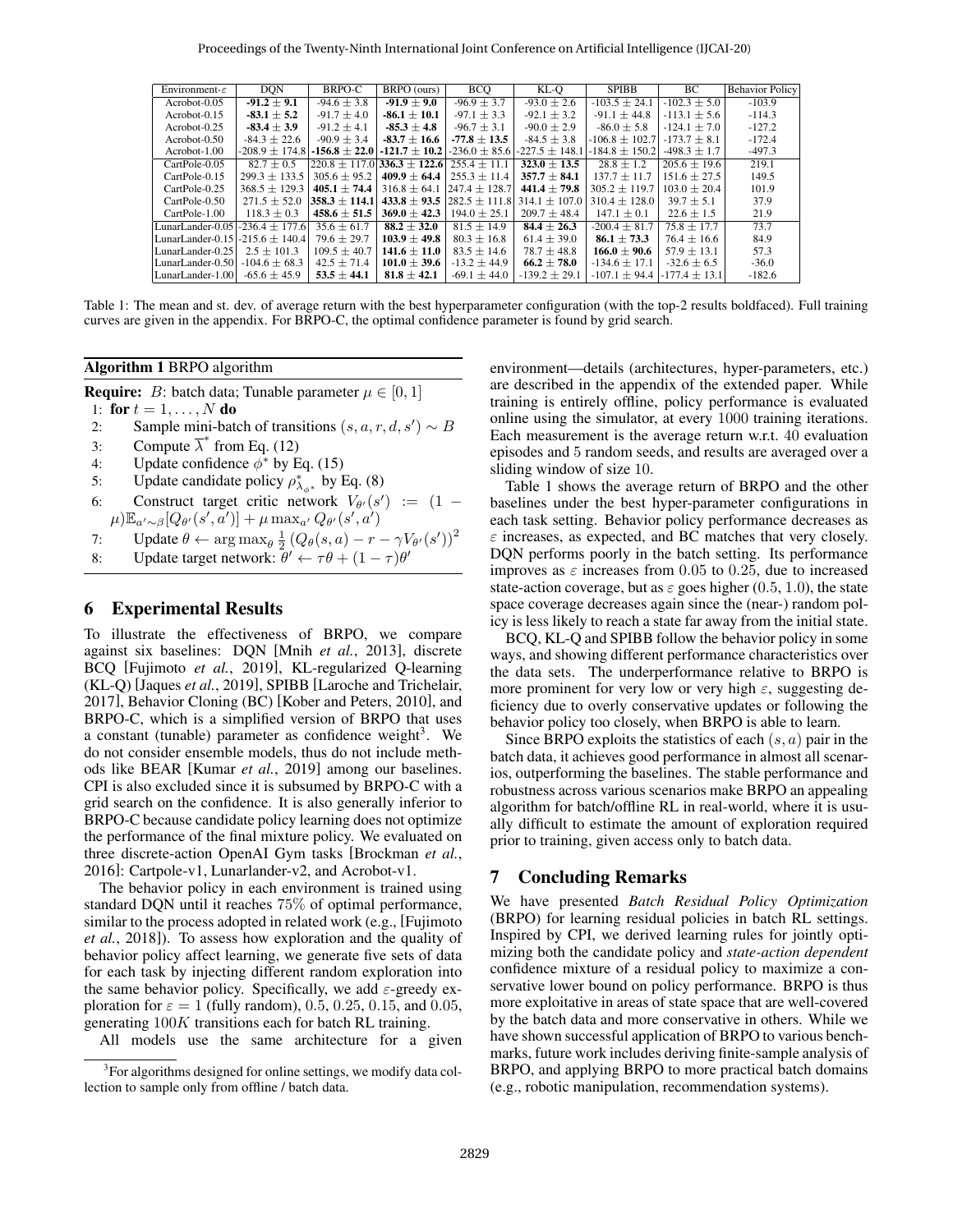| Environment-$\varepsilon$ | DQN | BRPO-C | BRPO (ours) | BCQ | KL-Q | SPIBB | BC | Behavior Policy |
|---|---|---|---|---|---|---|---|---|
| Acrobot-0.05 | **-91.2 ± 9.1** | -94.6 ± 3.8 | **-91.9 ± 9.0** | -96.9 ± 3.7 | -93.0 ± 2.6 | -103.5 ± 24.1 | -102.3 ± 5.0 | -103.9 |
| Acrobot-0.15 | **-83.1 ± 5.2** | -91.7 ± 4.0 | **-86.1 ± 10.1** | -97.1 ± 3.3 | -92.1 ± 3.2 | -91.1 ± 44.8 | -113.1 ± 5.6 | -114.3 |
| Acrobot-0.25 | **-83.4 ± 3.9** | -91.2 ± 4.1 | **-85.3 ± 4.8** | -96.7 ± 3.1 | -90.0 ± 2.9 | -86.0 ± 5.8 | -124.1 ± 7.0 | -127.2 |
| Acrobot-0.50 | -84.3 ± 22.6 | -90.9 ± 3.4 | **-83.7 ± 16.6** | **-77.8 ± 13.5** | -84.5 ± 3.8 | -106.8 ± 102.7 | -173.7 ± 8.1 | -172.4 |
| Acrobot-1.00 | -208.9 ± 174.8 | **-156.8 ± 22.0** | **-121.7 ± 10.2** | -236.0 ± 85.6 | -227.5 ± 148.1 | -184.8 ± 150.2 | -498.3 ± 1.7 | -497.3 |
| CartPole-0.05 | 82.7 ± 0.5 | 220.8 ± 117.0 | **336.3 ± 122.6** | 255.4 ± 11.1 | **323.0 ± 13.5** | 28.8 ± 1.2 | 205.6 ± 19.6 | 219.1 |
| CartPole-0.15 | 299.3 ± 133.5 | 305.6 ± 95.2 | **409.9 ± 64.4** | 255.3 ± 11.4 | **357.7 ± 84.1** | 137.7 ± 11.7 | 151.6 ± 27.5 | 149.5 |
| CartPole-0.25 | 368.5 ± 129.3 | **405.1 ± 74.4** | 316.8 ± 64.1 | 247.4 ± 128.7 | **441.4 ± 79.8** | 305.2 ± 119.7 | 103.0 ± 20.4 | 101.9 |
| CartPole-0.50 | 271.5 ± 52.0 | **358.3 ± 114.1** | **433.8 ± 93.5** | 282.5 ± 111.8 | 314.1 ± 107.0 | 310.4 ± 128.0 | 39.7 ± 5.1 | 37.9 |
| CartPole-1.00 | 118.3 ± 0.3 | **458.6 ± 51.5** | **369.0 ± 42.3** | 194.0 ± 25.1 | 209.7 ± 48.4 | 147.1 ± 0.1 | 22.6 ± 1.5 | 21.9 |
| LunarLander-0.05 | -236.4 ± 177.6 | 35.6 ± 61.7 | **88.2 ± 32.0** | 81.5 ± 14.9 | **84.4 ± 26.3** | -200.4 ± 81.7 | 75.8 ± 17.7 | 73.7 |
| LunarLander-0.15 | -215.6 ± 140.4 | 79.6 ± 29.7 | **103.9 ± 49.8** | 80.3 ± 16.8 | 61.4 ± 39.0 | **86.1 ± 73.3** | 76.4 ± 16.6 | 84.9 |
| LunarLander-0.25 | 2.5 ± 101.3 | 109.5 ± 40.7 | **141.6 ± 11.0** | 83.5 ± 14.6 | 78.7 ± 48.8 | **166.0 ± 90.6** | 57.9 ± 13.1 | 57.3 |
| LunarLander-0.50 | -104.6 ± 68.3 | 42.5 ± 71.4 | **101.0 ± 39.6** | -13.2 ± 44.9 | **66.2 ± 78.0** | -134.6 ± 17.1 | -32.6 ± 6.5 | -36.0 |
| LunarLander-1.00 | -65.6 ± 45.9 | **53.5 ± 44.1** | **81.8 ± 42.1** | -69.1 ± 44.0 | -139.2 ± 29.1 | -107.1 ± 94.4 | -177.4 ± 13.1 | -182.6 |

Table 1: The mean and st. dev. of average return with the best hyperparameter configuration (with the top-2 results boldfaced). Full training curves are given in the appendix. For BRPO-C, the optimal confidence parameter is found by grid search.

**Algorithm 1** BRPO algorithm

**Require:** $B$: batch data; Tunable parameter $\mu \in [0, 1]$

1: **for** $t = 1, \dots, N$ **do**
2: Sample mini-batch of transitions $(s, a, r, d, s') \sim B$
3: Compute $\overline{\lambda}^*$ from Eq. (12)
4: Update confidence $\phi^*$ by Eq. (15)
5: Update candidate policy $\rho^*_{\lambda_{\phi^*}}$ by Eq. (8)
6: Construct target critic network $V_{\theta'}(s') := (1 - \mu)\mathbb{E}_{a' \sim \beta}[Q_{\theta'}(s', a')] + \mu \max_{a'} Q_{\theta'}(s', a')$
7: Update $\theta \leftarrow \arg\max_\theta \frac{1}{2}\left(Q_\theta(s, a) - r - \gamma V_{\theta'}(s')\right)^2$
8: Update target network: $\theta' \leftarrow \tau\theta + (1 - \tau)\theta'$

## 6 Experimental Results

To illustrate the effectiveness of BRPO, we compare against six baselines: DQN [Mnih *et al.*, 2013], discrete BCQ [Fujimoto *et al.*, 2019], KL-regularized Q-learning (KL-Q) [Jaques *et al.*, 2019], SPIBB [Laroche and Trichelair, 2017], Behavior Cloning (BC) [Kober and Peters, 2010], and BRPO-C, which is a simplified version of BRPO that uses a constant (tunable) parameter as confidence weight[3]. We do not consider ensemble models, thus do not include methods like BEAR [Kumar *et al.*, 2019] among our baselines. CPI is also excluded since it is subsumed by BRPO-C with a grid search on the confidence. It is also generally inferior to BRPO-C because candidate policy learning does not optimize the performance of the final mixture policy. We evaluated on three discrete-action OpenAI Gym tasks [Brockman *et al.*, 2016]: Cartpole-v1, Lunarlander-v2, and Acrobot-v1.

The behavior policy in each environment is trained using standard DQN until it reaches 75% of optimal performance, similar to the process adopted in related work (e.g., [Fujimoto *et al.*, 2018]). To assess how exploration and the quality of behavior policy affect learning, we generate five sets of data for each task by injecting different random exploration into the same behavior policy. Specifically, we add $\varepsilon$-greedy exploration for $\varepsilon = 1$ (fully random), 0.5, 0.25, 0.15, and 0.05, generating $100K$ transitions each for batch RL training.

All models use the same architecture for a given environment—details (architectures, hyper-parameters, etc.) are described in the appendix of the extended paper. While training is entirely offline, policy performance is evaluated online using the simulator, at every 1000 training iterations. Each measurement is the average return w.r.t. 40 evaluation episodes and 5 random seeds, and results are averaged over a sliding window of size 10.

Table 1 shows the average return of BRPO and the other baselines under the best hyper-parameter configurations in each task setting. Behavior policy performance decreases as $\varepsilon$ increases, as expected, and BC matches that very closely. DQN performs poorly in the batch setting. Its performance improves as $\varepsilon$ increases from 0.05 to 0.25, due to increased state-action coverage, but as $\varepsilon$ goes higher (0.5, 1.0), the state space coverage decreases again since the (near-) random policy is less likely to reach a state far away from the initial state.

BCQ, KL-Q and SPIBB follow the behavior policy in some ways, and showing different performance characteristics over the data sets. The underperformance relative to BRPO is more prominent for very low or very high $\varepsilon$, suggesting deficiency due to overly conservative updates or following the behavior policy too closely, when BRPO is able to learn.

Since BRPO exploits the statistics of each $(s, a)$ pair in the batch data, it achieves good performance in almost all scenarios, outperforming the baselines. The stable performance and robustness across various scenarios make BRPO an appealing algorithm for batch/offline RL in real-world, where it is usually difficult to estimate the amount of exploration required prior to training, given access only to batch data.

## 7 Concluding Remarks

We have presented *Batch Residual Policy Optimization* (BRPO) for learning residual policies in batch RL settings. Inspired by CPI, we derived learning rules for jointly optimizing both the candidate policy and *state-action dependent* confidence mixture of a residual policy to maximize a conservative lower bound on policy performance. BRPO is thus more exploitative in areas of state space that are well-covered by the batch data and more conservative in others. While we have shown successful application of BRPO to various benchmarks, future work includes deriving finite-sample analysis of BRPO, and applying BRPO to more practical batch domains (e.g., robotic manipulation, recommendation systems).

[3] For algorithms designed for online settings, we modify data collection to sample only from offline / batch data.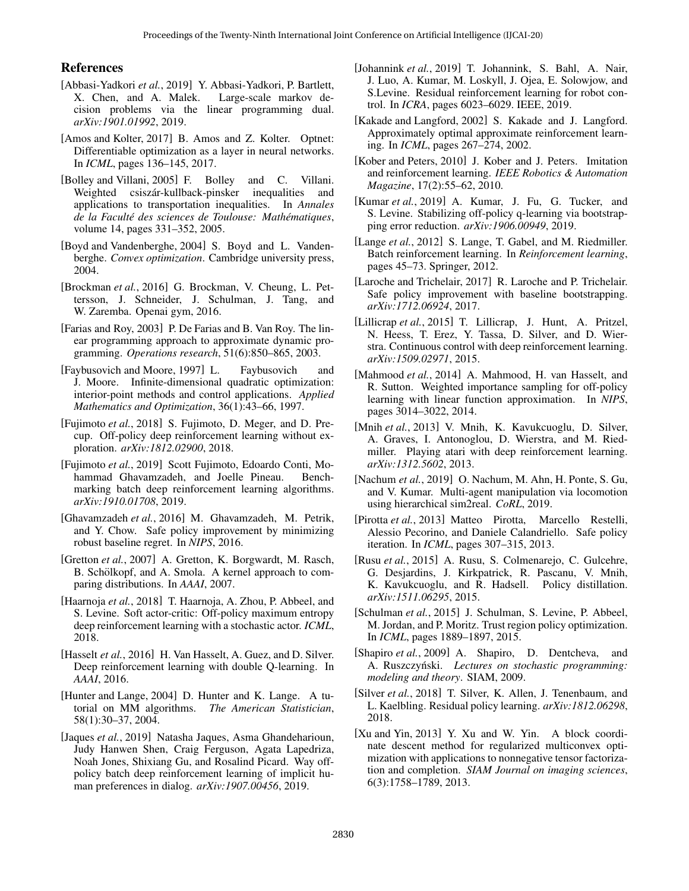## References

[Abbasi-Yadkori *et al.*, 2019] Y. Abbasi-Yadkori, P. Bartlett, X. Chen, and A. Malek. Large-scale markov decision problems via the linear programming dual. *arXiv:1901.01992*, 2019.

[Amos and Kolter, 2017] B. Amos and Z. Kolter. Optnet: Differentiable optimization as a layer in neural networks. In *ICML*, pages 136–145, 2017.

[Bolley and Villani, 2005] F. Bolley and C. Villani. Weighted csiszár-kullback-pinsker inequalities and applications to transportation inequalities. In *Annales de la Faculté des sciences de Toulouse: Mathématiques*, volume 14, pages 331–352, 2005.

[Boyd and Vandenberghe, 2004] S. Boyd and L. Vandenberghe. *Convex optimization*. Cambridge university press, 2004.

[Brockman *et al.*, 2016] G. Brockman, V. Cheung, L. Pettersson, J. Schneider, J. Schulman, J. Tang, and W. Zaremba. Openai gym, 2016.

[Farias and Roy, 2003] P. De Farias and B. Van Roy. The linear programming approach to approximate dynamic programming. *Operations research*, 51(6):850–865, 2003.

[Faybusovich and Moore, 1997] L. Faybusovich and J. Moore. Infinite-dimensional quadratic optimization: interior-point methods and control applications. *Applied Mathematics and Optimization*, 36(1):43–66, 1997.

[Fujimoto *et al.*, 2018] S. Fujimoto, D. Meger, and D. Precup. Off-policy deep reinforcement learning without exploration. *arXiv:1812.02900*, 2018.

[Fujimoto *et al.*, 2019] Scott Fujimoto, Edoardo Conti, Mohammad Ghavamzadeh, and Joelle Pineau. Benchmarking batch deep reinforcement learning algorithms. *arXiv:1910.01708*, 2019.

[Ghavamzadeh *et al.*, 2016] M. Ghavamzadeh, M. Petrik, and Y. Chow. Safe policy improvement by minimizing robust baseline regret. In *NIPS*, 2016.

[Gretton *et al.*, 2007] A. Gretton, K. Borgwardt, M. Rasch, B. Schölkopf, and A. Smola. A kernel approach to comparing distributions. In *AAAI*, 2007.

[Haarnoja *et al.*, 2018] T. Haarnoja, A. Zhou, P. Abbeel, and S. Levine. Soft actor-critic: Off-policy maximum entropy deep reinforcement learning with a stochastic actor. *ICML*, 2018.

[Hasselt *et al.*, 2016] H. Van Hasselt, A. Guez, and D. Silver. Deep reinforcement learning with double Q-learning. In *AAAI*, 2016.

[Hunter and Lange, 2004] D. Hunter and K. Lange. A tutorial on MM algorithms. *The American Statistician*, 58(1):30–37, 2004.

[Jaques *et al.*, 2019] Natasha Jaques, Asma Ghandeharioun, Judy Hanwen Shen, Craig Ferguson, Agata Lapedriza, Noah Jones, Shixiang Gu, and Rosalind Picard. Way off-policy batch deep reinforcement learning of implicit human preferences in dialog. *arXiv:1907.00456*, 2019.

[Johannink *et al.*, 2019] T. Johannink, S. Bahl, A. Nair, J. Luo, A. Kumar, M. Loskyll, J. Ojea, E. Solowjow, and S.Levine. Residual reinforcement learning for robot control. In *ICRA*, pages 6023–6029. IEEE, 2019.

[Kakade and Langford, 2002] S. Kakade and J. Langford. Approximately optimal approximate reinforcement learning. In *ICML*, pages 267–274, 2002.

[Kober and Peters, 2010] J. Kober and J. Peters. Imitation and reinforcement learning. *IEEE Robotics & Automation Magazine*, 17(2):55–62, 2010.

[Kumar *et al.*, 2019] A. Kumar, J. Fu, G. Tucker, and S. Levine. Stabilizing off-policy q-learning via bootstrapping error reduction. *arXiv:1906.00949*, 2019.

[Lange *et al.*, 2012] S. Lange, T. Gabel, and M. Riedmiller. Batch reinforcement learning. In *Reinforcement learning*, pages 45–73. Springer, 2012.

[Laroche and Trichelair, 2017] R. Laroche and P. Trichelair. Safe policy improvement with baseline bootstrapping. *arXiv:1712.06924*, 2017.

[Lillicrap *et al.*, 2015] T. Lillicrap, J. Hunt, A. Pritzel, N. Heess, T. Erez, Y. Tassa, D. Silver, and D. Wierstra. Continuous control with deep reinforcement learning. *arXiv:1509.02971*, 2015.

[Mahmood *et al.*, 2014] A. Mahmood, H. van Hasselt, and R. Sutton. Weighted importance sampling for off-policy learning with linear function approximation. In *NIPS*, pages 3014–3022, 2014.

[Mnih *et al.*, 2013] V. Mnih, K. Kavukcuoglu, D. Silver, A. Graves, I. Antonoglou, D. Wierstra, and M. Riedmiller. Playing atari with deep reinforcement learning. *arXiv:1312.5602*, 2013.

[Nachum *et al.*, 2019] O. Nachum, M. Ahn, H. Ponte, S. Gu, and V. Kumar. Multi-agent manipulation via locomotion using hierarchical sim2real. *CoRL*, 2019.

[Pirotta *et al.*, 2013] Matteo Pirotta, Marcello Restelli, Alessio Pecorino, and Daniele Calandriello. Safe policy iteration. In *ICML*, pages 307–315, 2013.

[Rusu *et al.*, 2015] A. Rusu, S. Colmenarejo, C. Gulcehre, G. Desjardins, J. Kirkpatrick, R. Pascanu, V. Mnih, K. Kavukcuoglu, and R. Hadsell. Policy distillation. *arXiv:1511.06295*, 2015.

[Schulman *et al.*, 2015] J. Schulman, S. Levine, P. Abbeel, M. Jordan, and P. Moritz. Trust region policy optimization. In *ICML*, pages 1889–1897, 2015.

[Shapiro *et al.*, 2009] A. Shapiro, D. Dentcheva, and A. Ruszczyński. *Lectures on stochastic programming: modeling and theory*. SIAM, 2009.

[Silver *et al.*, 2018] T. Silver, K. Allen, J. Tenenbaum, and L. Kaelbling. Residual policy learning. *arXiv:1812.06298*, 2018.

[Xu and Yin, 2013] Y. Xu and W. Yin. A block coordinate descent method for regularized multiconvex optimization with applications to nonnegative tensor factorization and completion. *SIAM Journal on imaging sciences*, 6(3):1758–1789, 2013.